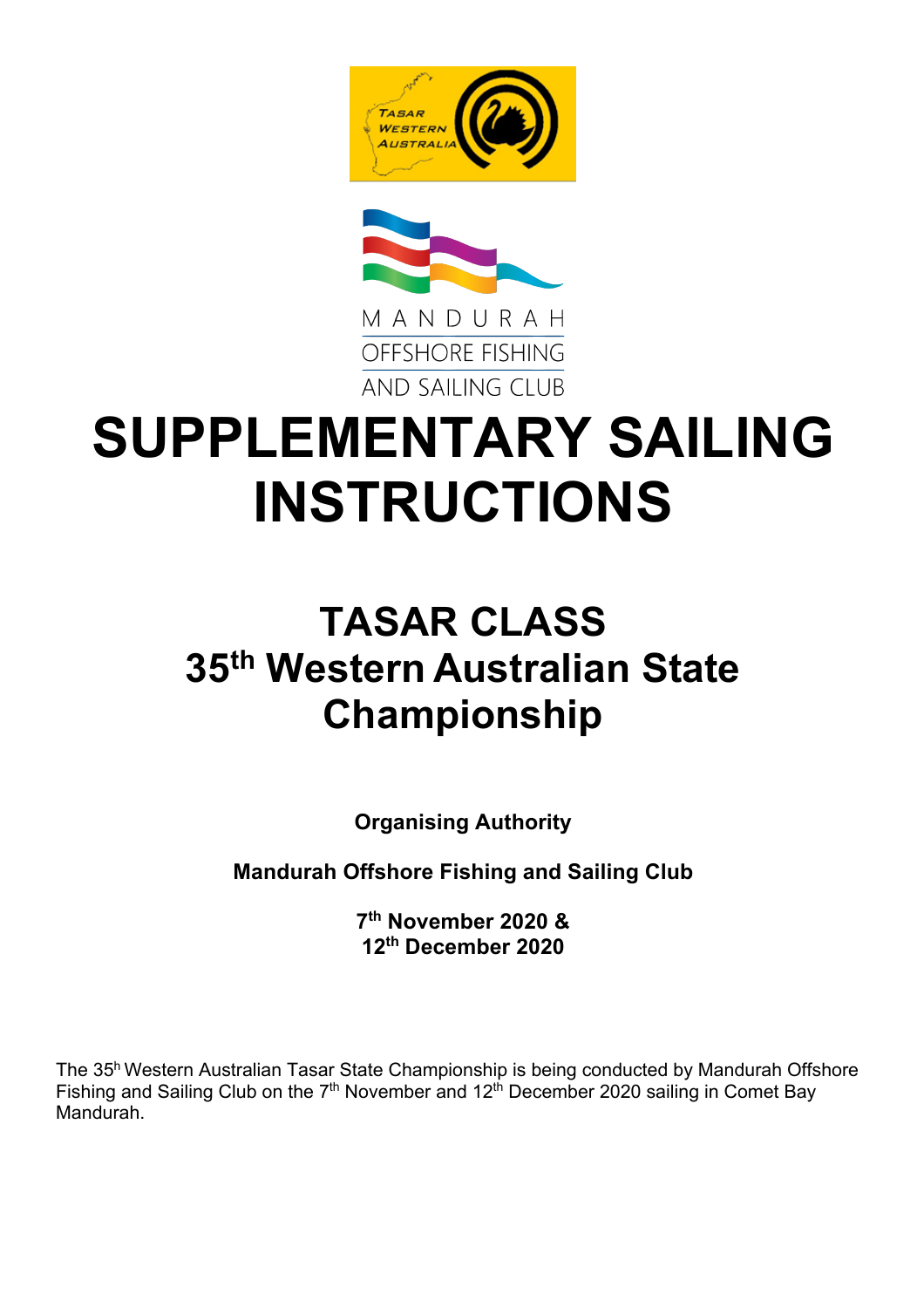TASAR WESTERN AUSTRALIA

MANDURAH OFFSHORE FISHING AND SAILING CLUB

# SUPPLEMENTARY SAILING INSTRUCTIONS

## TASAR CLASS
## 35th Western Australian State Championship

**Organising Authority**

**Mandurah Offshore Fishing and Sailing Club**

**7th November 2020 &**
**12th December 2020**

The 35h Western Australian Tasar State Championship is being conducted by Mandurah Offshore Fishing and Sailing Club on the 7th November and 12th December 2020 sailing in Comet Bay Mandurah.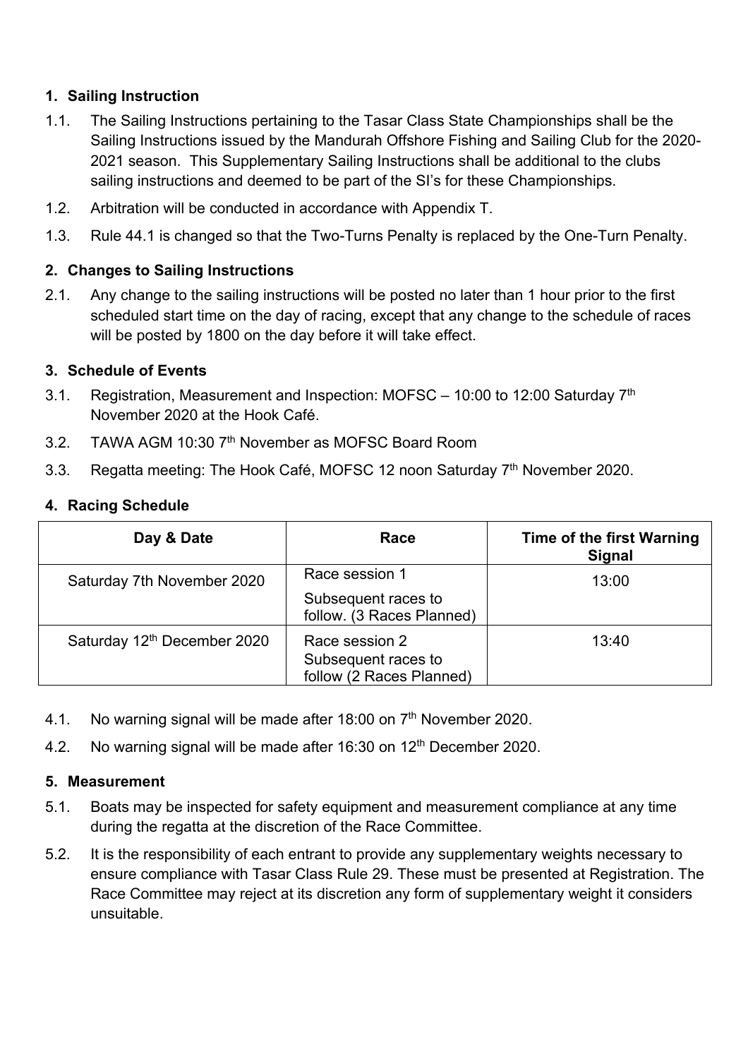## 1. Sailing Instruction

1.1. The Sailing Instructions pertaining to the Tasar Class State Championships shall be the Sailing Instructions issued by the Mandurah Offshore Fishing and Sailing Club for the 2020-2021 season. This Supplementary Sailing Instructions shall be additional to the clubs sailing instructions and deemed to be part of the SI's for these Championships.

1.2. Arbitration will be conducted in accordance with Appendix T.

1.3. Rule 44.1 is changed so that the Two-Turns Penalty is replaced by the One-Turn Penalty.

## 2. Changes to Sailing Instructions

2.1. Any change to the sailing instructions will be posted no later than 1 hour prior to the first scheduled start time on the day of racing, except that any change to the schedule of races will be posted by 1800 on the day before it will take effect.

## 3. Schedule of Events

3.1. Registration, Measurement and Inspection: MOFSC – 10:00 to 12:00 Saturday 7th November 2020 at the Hook Café.

3.2. TAWA AGM 10:30 7th November as MOFSC Board Room

3.3. Regatta meeting: The Hook Café, MOFSC 12 noon Saturday 7th November 2020.

## 4. Racing Schedule

| Day & Date | Race | Time of the first Warning Signal |
|---|---|---|
| Saturday 7th November 2020 | Race session 1<br>Subsequent races to follow. (3 Races Planned) | 13:00 |
| Saturday 12th December 2020 | Race session 2<br>Subsequent races to follow (2 Races Planned) | 13:40 |

4.1. No warning signal will be made after 18:00 on 7th November 2020.

4.2. No warning signal will be made after 16:30 on 12th December 2020.

## 5. Measurement

5.1. Boats may be inspected for safety equipment and measurement compliance at any time during the regatta at the discretion of the Race Committee.

5.2. It is the responsibility of each entrant to provide any supplementary weights necessary to ensure compliance with Tasar Class Rule 29. These must be presented at Registration. The Race Committee may reject at its discretion any form of supplementary weight it considers unsuitable.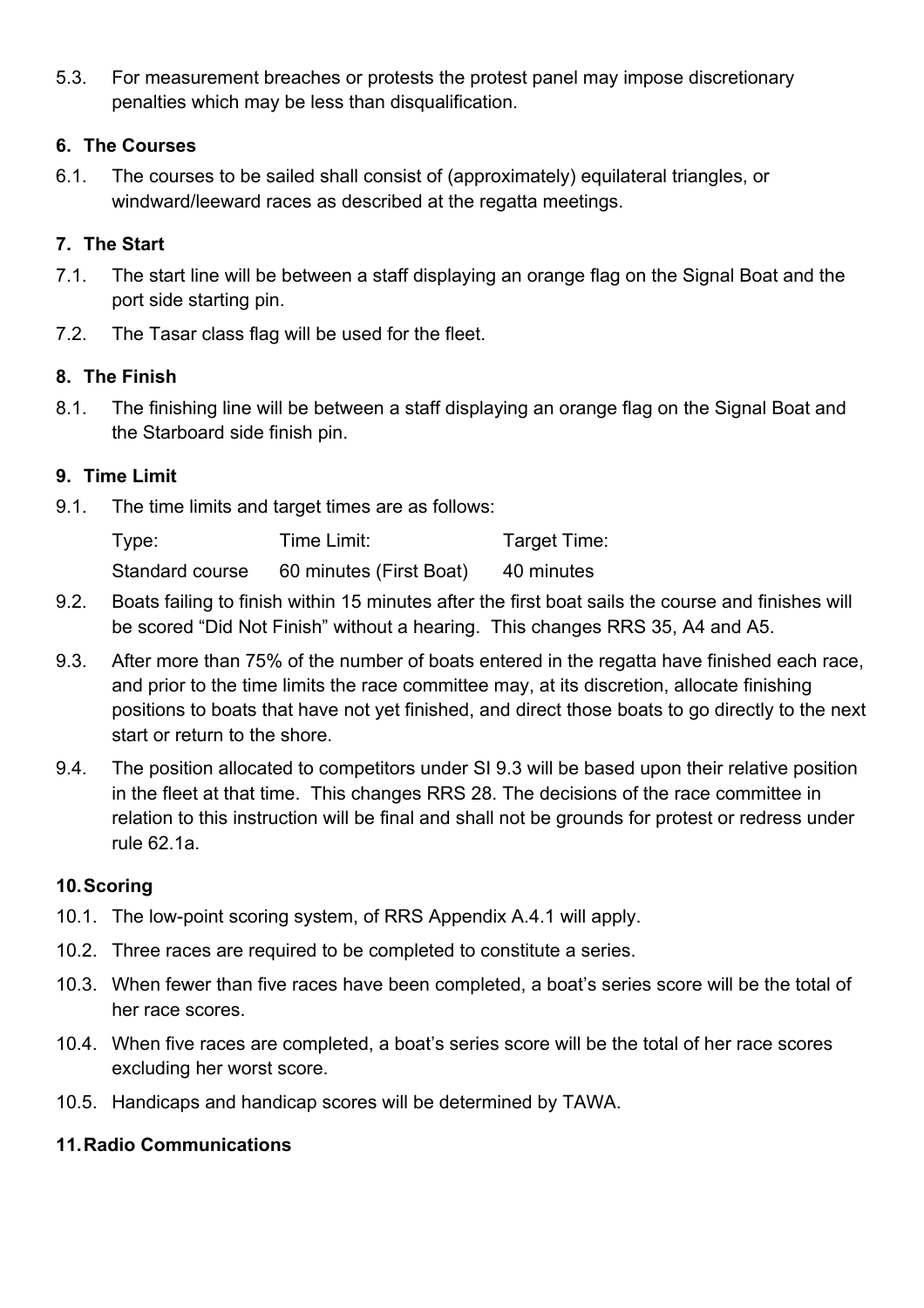5.3. For measurement breaches or protests the protest panel may impose discretionary penalties which may be less than disqualification.

## 6. The Courses

6.1. The courses to be sailed shall consist of (approximately) equilateral triangles, or windward/leeward races as described at the regatta meetings.

## 7. The Start

7.1. The start line will be between a staff displaying an orange flag on the Signal Boat and the port side starting pin.

7.2. The Tasar class flag will be used for the fleet.

## 8. The Finish

8.1. The finishing line will be between a staff displaying an orange flag on the Signal Boat and the Starboard side finish pin.

## 9. Time Limit

9.1. The time limits and target times are as follows:

| Type: | Time Limit: | Target Time: |
|---|---|---|
| Standard course | 60 minutes (First Boat) | 40 minutes |

9.2. Boats failing to finish within 15 minutes after the first boat sails the course and finishes will be scored "Did Not Finish" without a hearing. This changes RRS 35, A4 and A5.

9.3. After more than 75% of the number of boats entered in the regatta have finished each race, and prior to the time limits the race committee may, at its discretion, allocate finishing positions to boats that have not yet finished, and direct those boats to go directly to the next start or return to the shore.

9.4. The position allocated to competitors under SI 9.3 will be based upon their relative position in the fleet at that time. This changes RRS 28. The decisions of the race committee in relation to this instruction will be final and shall not be grounds for protest or redress under rule 62.1a.

## 10. Scoring

10.1. The low-point scoring system, of RRS Appendix A.4.1 will apply.

10.2. Three races are required to be completed to constitute a series.

10.3. When fewer than five races have been completed, a boat's series score will be the total of her race scores.

10.4. When five races are completed, a boat's series score will be the total of her race scores excluding her worst score.

10.5. Handicaps and handicap scores will be determined by TAWA.

## 11. Radio Communications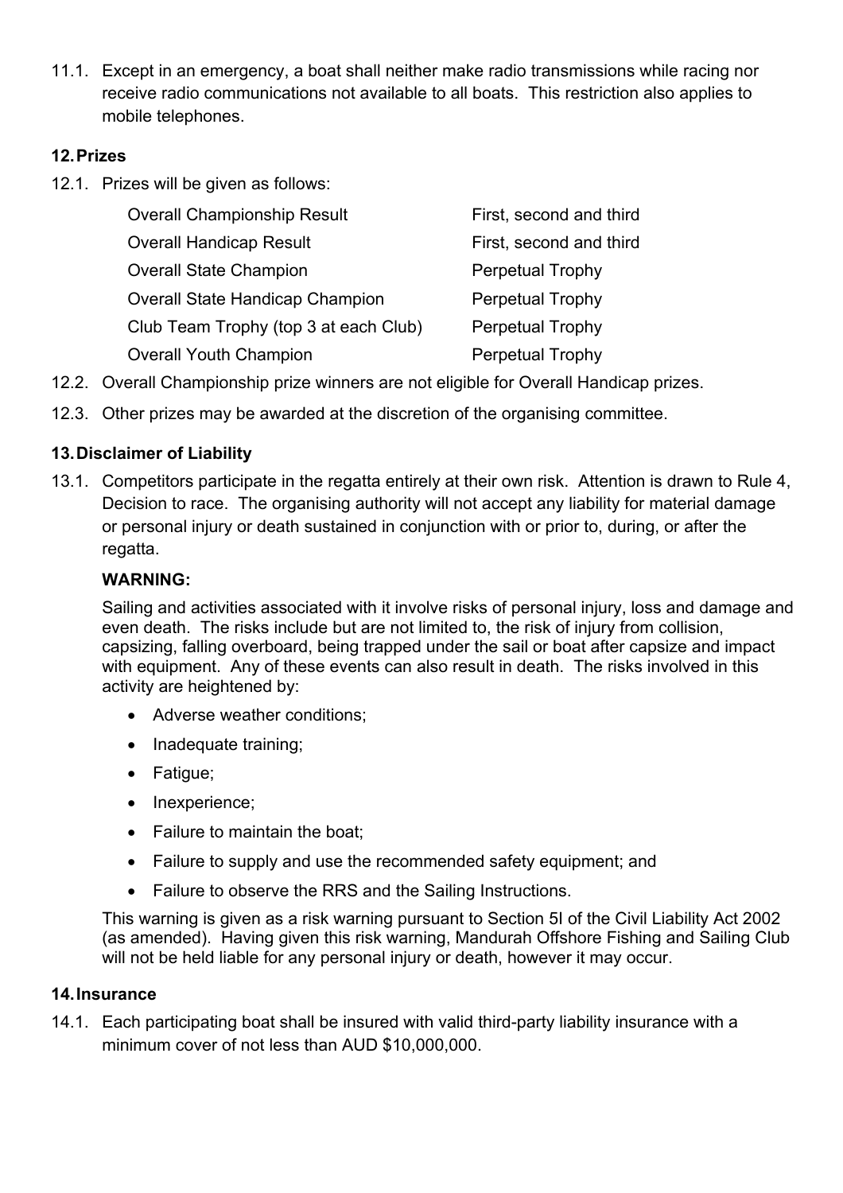11.1. Except in an emergency, a boat shall neither make radio transmissions while racing nor receive radio communications not available to all boats. This restriction also applies to mobile telephones.

## 12. Prizes

12.1. Prizes will be given as follows:

| | |
|---|---|
| Overall Championship Result | First, second and third |
| Overall Handicap Result | First, second and third |
| Overall State Champion | Perpetual Trophy |
| Overall State Handicap Champion | Perpetual Trophy |
| Club Team Trophy (top 3 at each Club) | Perpetual Trophy |
| Overall Youth Champion | Perpetual Trophy |

12.2. Overall Championship prize winners are not eligible for Overall Handicap prizes.

12.3. Other prizes may be awarded at the discretion of the organising committee.

## 13. Disclaimer of Liability

13.1. Competitors participate in the regatta entirely at their own risk. Attention is drawn to Rule 4, Decision to race. The organising authority will not accept any liability for material damage or personal injury or death sustained in conjunction with or prior to, during, or after the regatta.

**WARNING:**

Sailing and activities associated with it involve risks of personal injury, loss and damage and even death. The risks include but are not limited to, the risk of injury from collision, capsizing, falling overboard, being trapped under the sail or boat after capsize and impact with equipment. Any of these events can also result in death. The risks involved in this activity are heightened by:

- Adverse weather conditions;
- Inadequate training;
- Fatigue;
- Inexperience;
- Failure to maintain the boat;
- Failure to supply and use the recommended safety equipment; and
- Failure to observe the RRS and the Sailing Instructions.

This warning is given as a risk warning pursuant to Section 5I of the Civil Liability Act 2002 (as amended). Having given this risk warning, Mandurah Offshore Fishing and Sailing Club will not be held liable for any personal injury or death, however it may occur.

## 14. Insurance

14.1. Each participating boat shall be insured with valid third-party liability insurance with a minimum cover of not less than AUD $10,000,000.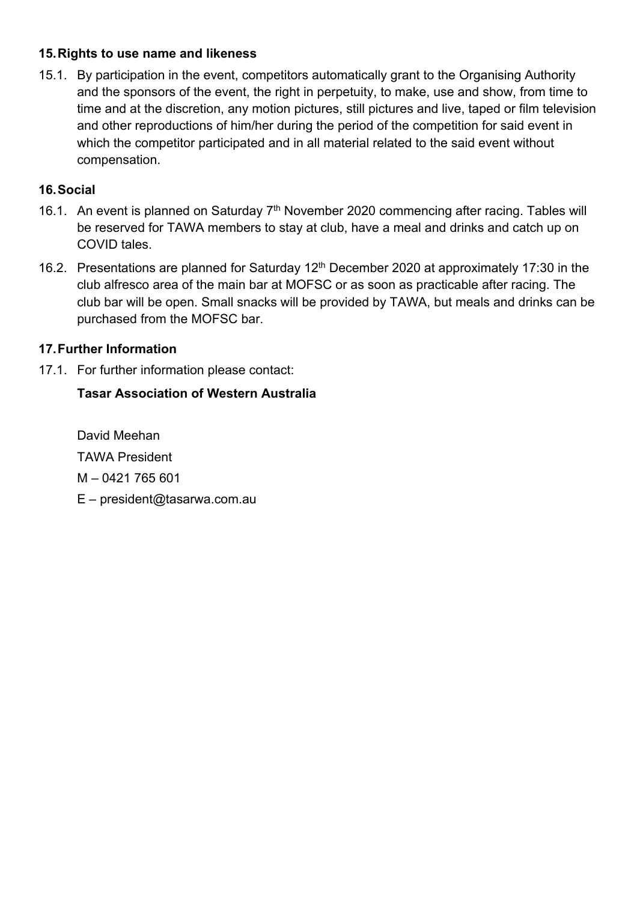## 15. Rights to use name and likeness

15.1. By participation in the event, competitors automatically grant to the Organising Authority and the sponsors of the event, the right in perpetuity, to make, use and show, from time to time and at the discretion, any motion pictures, still pictures and live, taped or film television and other reproductions of him/her during the period of the competition for said event in which the competitor participated and in all material related to the said event without compensation.

## 16. Social

16.1. An event is planned on Saturday 7th November 2020 commencing after racing. Tables will be reserved for TAWA members to stay at club, have a meal and drinks and catch up on COVID tales.

16.2. Presentations are planned for Saturday 12th December 2020 at approximately 17:30 in the club alfresco area of the main bar at MOFSC or as soon as practicable after racing. The club bar will be open. Small snacks will be provided by TAWA, but meals and drinks can be purchased from the MOFSC bar.

## 17. Further Information

17.1. For further information please contact:

**Tasar Association of Western Australia**

David Meehan

TAWA President

M – 0421 765 601

E – president@tasarwa.com.au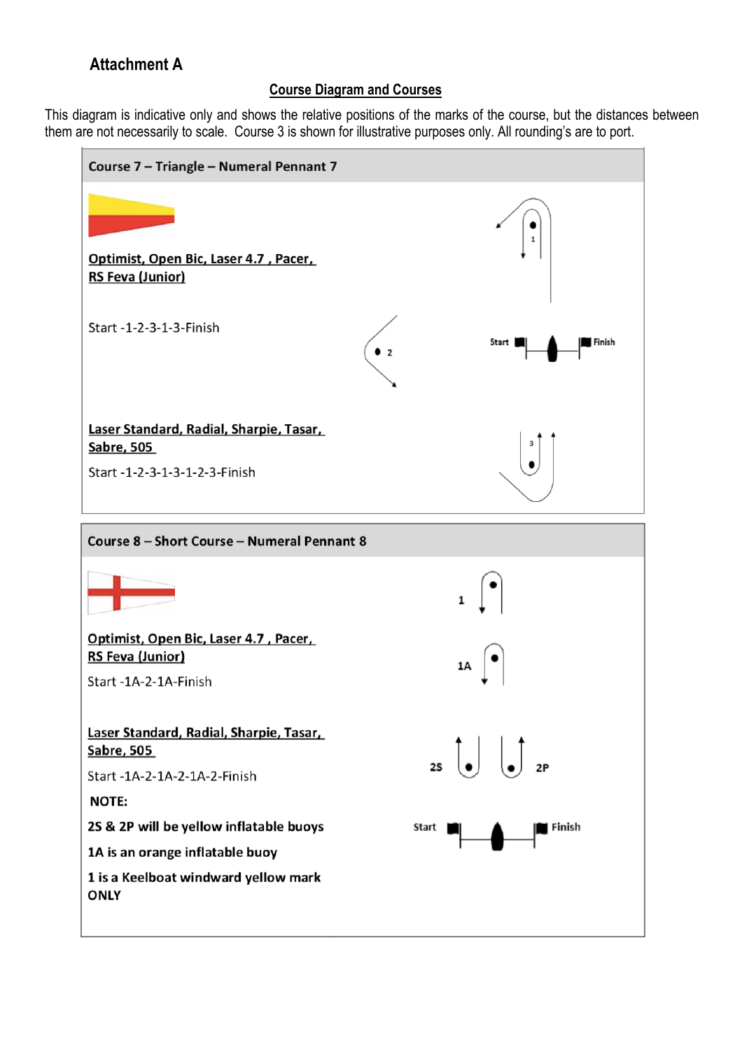# Attachment A

## Course Diagram and Courses

This diagram is indicative only and shows the relative positions of the marks of the course, but the distances between them are not necessarily to scale. Course 3 is shown for illustrative purposes only. All rounding's are to port.

### Course 7 – Triangle – Numeral Pennant 7

**Optimist, Open Bic, Laser 4.7 , Pacer, RS Feva (Junior)**

Start -1-2-3-1-3-Finish

**Laser Standard, Radial, Sharpie, Tasar, Sabre, 505**

Start -1-2-3-1-3-1-2-3-Finish

1

2

Start

Finish

3

### Course 8 – Short Course – Numeral Pennant 8

**Optimist, Open Bic, Laser 4.7 , Pacer, RS Feva (Junior)**

Start -1A-2-1A-Finish

**Laser Standard, Radial, Sharpie, Tasar, Sabre, 505**

Start -1A-2-1A-2-1A-2-Finish

**NOTE:**

**2S & 2P will be yellow inflatable buoys**

**1A is an orange inflatable buoy**

**1 is a Keelboat windward yellow mark ONLY**

1

1A

2S

2P

Start

Finish